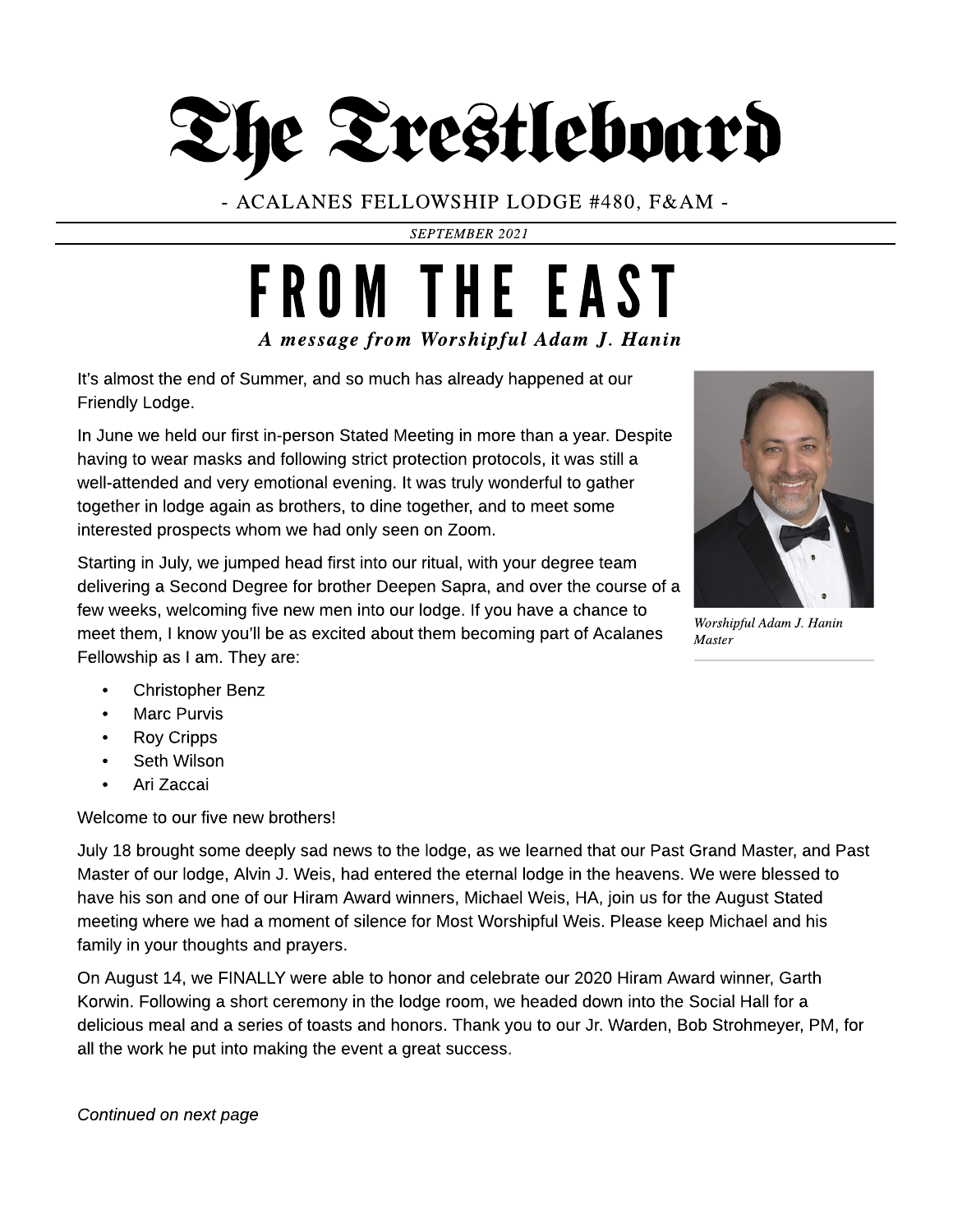# The Trestleboard

- ACALANES FELLOWSHIP LODGE #480, F&AM -

*SEPTEMBER 2021*

## FROM THE EAST

***A message from Worshipful Adam J. Hanin***

It's almost the end of Summer, and so much has already happened at our Friendly Lodge.

In June we held our first in-person Stated Meeting in more than a year. Despite having to wear masks and following strict protection protocols, it was still a well-attended and very emotional evening. It was truly wonderful to gather together in lodge again as brothers, to dine together, and to meet some interested prospects whom we had only seen on Zoom.

Starting in July, we jumped head first into our ritual, with your degree team delivering a Second Degree for brother Deepen Sapra, and over the course of a few weeks, welcoming five new men into our lodge. If you have a chance to meet them, I know you'll be as excited about them becoming part of Acalanes Fellowship as I am. They are:

- Christopher Benz
- Marc Purvis
- Roy Cripps
- Seth Wilson
- Ari Zaccai

*Worshipful Adam J. Hanin*
*Master*

Welcome to our five new brothers!

July 18 brought some deeply sad news to the lodge, as we learned that our Past Grand Master, and Past Master of our lodge, Alvin J. Weis, had entered the eternal lodge in the heavens. We were blessed to have his son and one of our Hiram Award winners, Michael Weis, HA, join us for the August Stated meeting where we had a moment of silence for Most Worshipful Weis. Please keep Michael and his family in your thoughts and prayers.

On August 14, we FINALLY were able to honor and celebrate our 2020 Hiram Award winner, Garth Korwin. Following a short ceremony in the lodge room, we headed down into the Social Hall for a delicious meal and a series of toasts and honors. Thank you to our Jr. Warden, Bob Strohmeyer, PM, for all the work he put into making the event a great success.

*Continued on next page*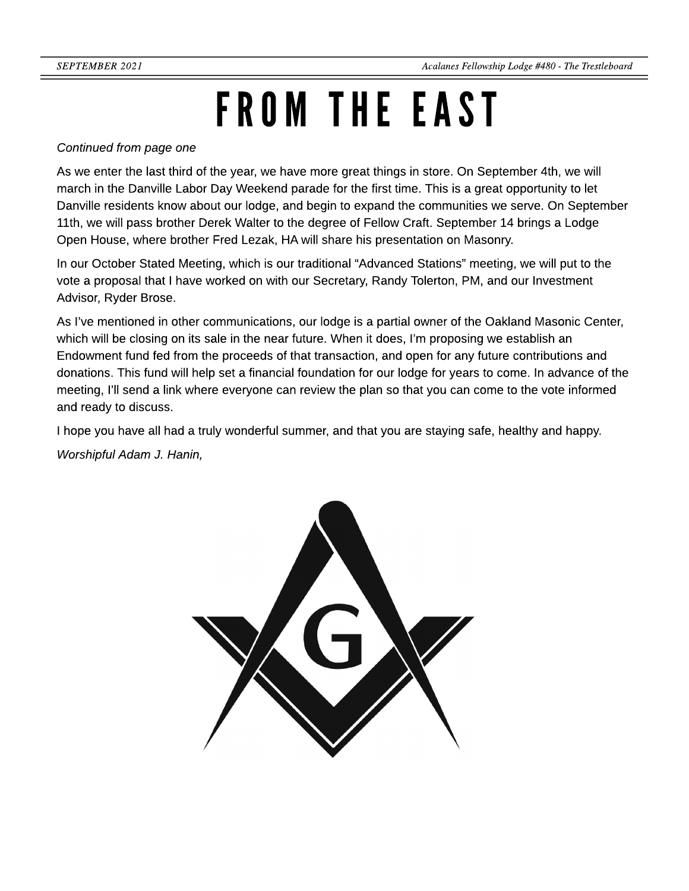# FROM THE EAST

*Continued from page one*

As we enter the last third of the year, we have more great things in store. On September 4th, we will march in the Danville Labor Day Weekend parade for the first time. This is a great opportunity to let Danville residents know about our lodge, and begin to expand the communities we serve. On September 11th, we will pass brother Derek Walter to the degree of Fellow Craft. September 14 brings a Lodge Open House, where brother Fred Lezak, HA will share his presentation on Masonry.

In our October Stated Meeting, which is our traditional "Advanced Stations" meeting, we will put to the vote a proposal that I have worked on with our Secretary, Randy Tolerton, PM, and our Investment Advisor, Ryder Brose.

As I've mentioned in other communications, our lodge is a partial owner of the Oakland Masonic Center, which will be closing on its sale in the near future. When it does, I'm proposing we establish an Endowment fund fed from the proceeds of that transaction, and open for any future contributions and donations. This fund will help set a financial foundation for our lodge for years to come. In advance of the meeting, I'll send a link where everyone can review the plan so that you can come to the vote informed and ready to discuss.

I hope you have all had a truly wonderful summer, and that you are staying safe, healthy and happy.

*Worshipful Adam J. Hanin,*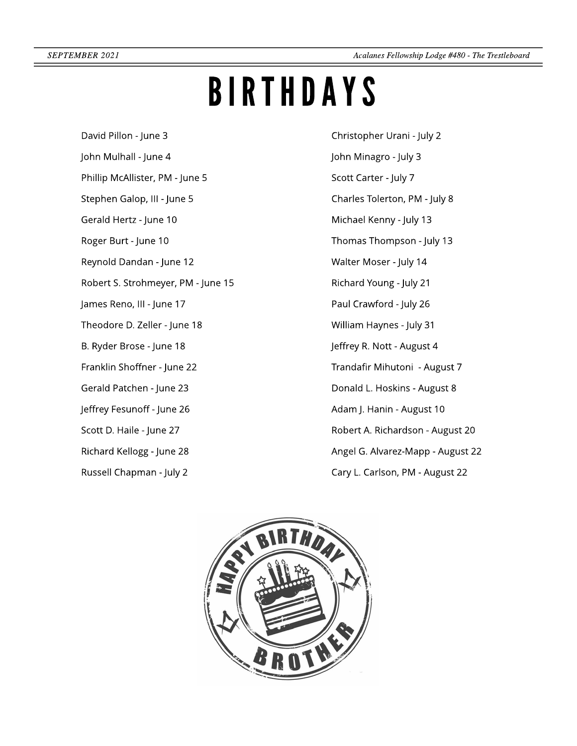# BIRTHDAYS

David Pillon - June 3

John Mulhall - June 4

Phillip McAllister, PM - June 5

Stephen Galop, III - June 5

Gerald Hertz - June 10

Roger Burt - June 10

Reynold Dandan - June 12

Robert S. Strohmeyer, PM - June 15

James Reno, III - June 17

Theodore D. Zeller - June 18

B. Ryder Brose - June 18

Franklin Shoffner - June 22

Gerald Patchen - June 23

Jeffrey Fesunoff - June 26

Scott D. Haile - June 27

Richard Kellogg - June 28

Russell Chapman - July 2

Christopher Urani - July 2

John Minagro - July 3

Scott Carter - July 7

Charles Tolerton, PM - July 8

Michael Kenny - July 13

Thomas Thompson - July 13

Walter Moser - July 14

Richard Young - July 21

Paul Crawford - July 26

William Haynes - July 31

Jeffrey R. Nott - August 4

Trandafir Mihutoni - August 7

Donald L. Hoskins - August 8

Adam J. Hanin - August 10

Robert A. Richardson - August 20

Angel G. Alvarez-Mapp - August 22

Cary L. Carlson, PM - August 22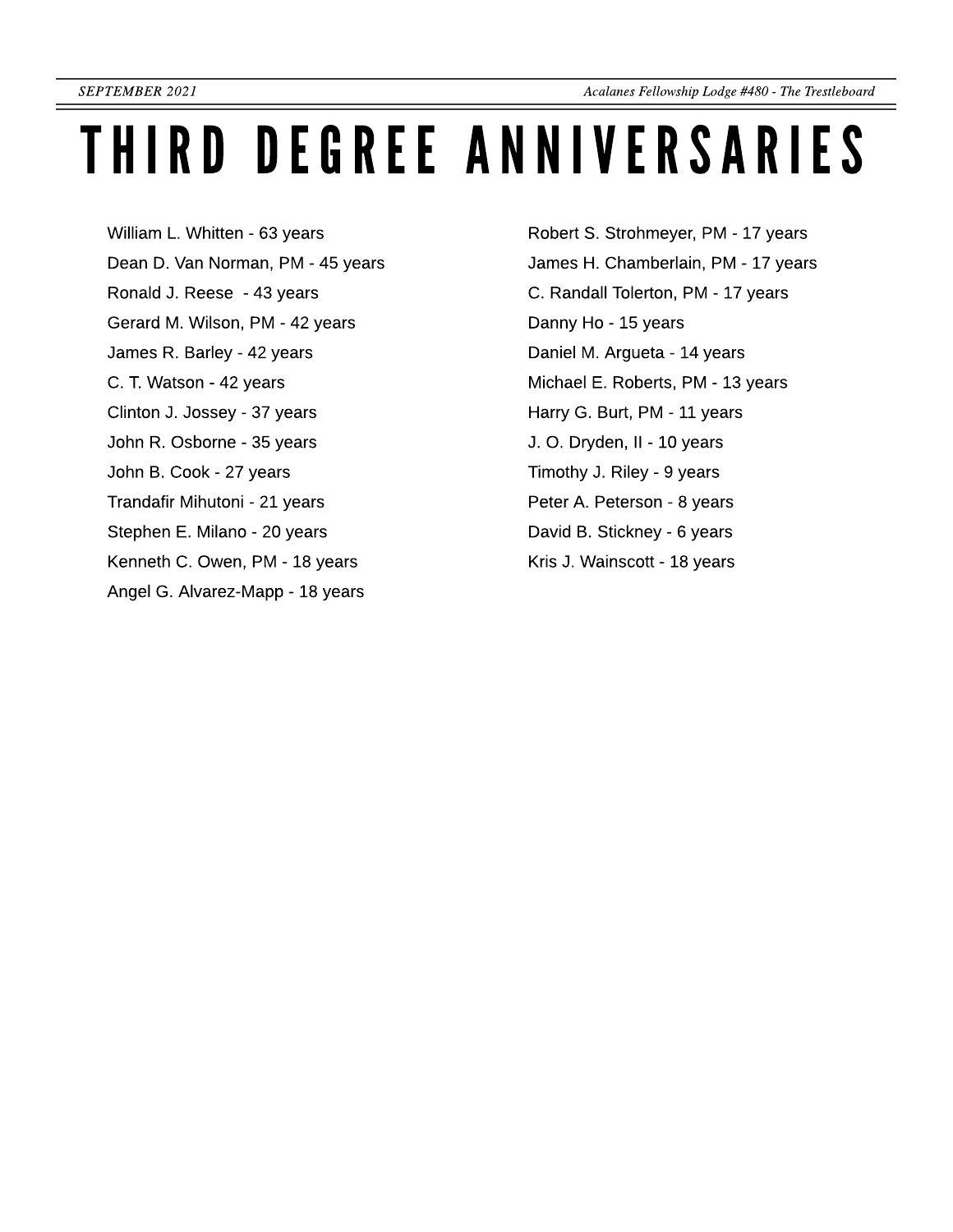# THIRD DEGREE ANNIVERSARIES

William L. Whitten - 63 years

Dean D. Van Norman, PM - 45 years

Ronald J. Reese - 43 years

Gerard M. Wilson, PM - 42 years

James R. Barley - 42 years

C. T. Watson - 42 years

Clinton J. Jossey - 37 years

John R. Osborne - 35 years

John B. Cook - 27 years

Trandafir Mihutoni - 21 years

Stephen E. Milano - 20 years

Kenneth C. Owen, PM - 18 years

Angel G. Alvarez-Mapp - 18 years

Robert S. Strohmeyer, PM - 17 years

James H. Chamberlain, PM - 17 years

C. Randall Tolerton, PM - 17 years

Danny Ho - 15 years

Daniel M. Argueta - 14 years

Michael E. Roberts, PM - 13 years

Harry G. Burt, PM - 11 years

J. O. Dryden, II - 10 years

Timothy J. Riley - 9 years

Peter A. Peterson - 8 years

David B. Stickney - 6 years

Kris J. Wainscott - 18 years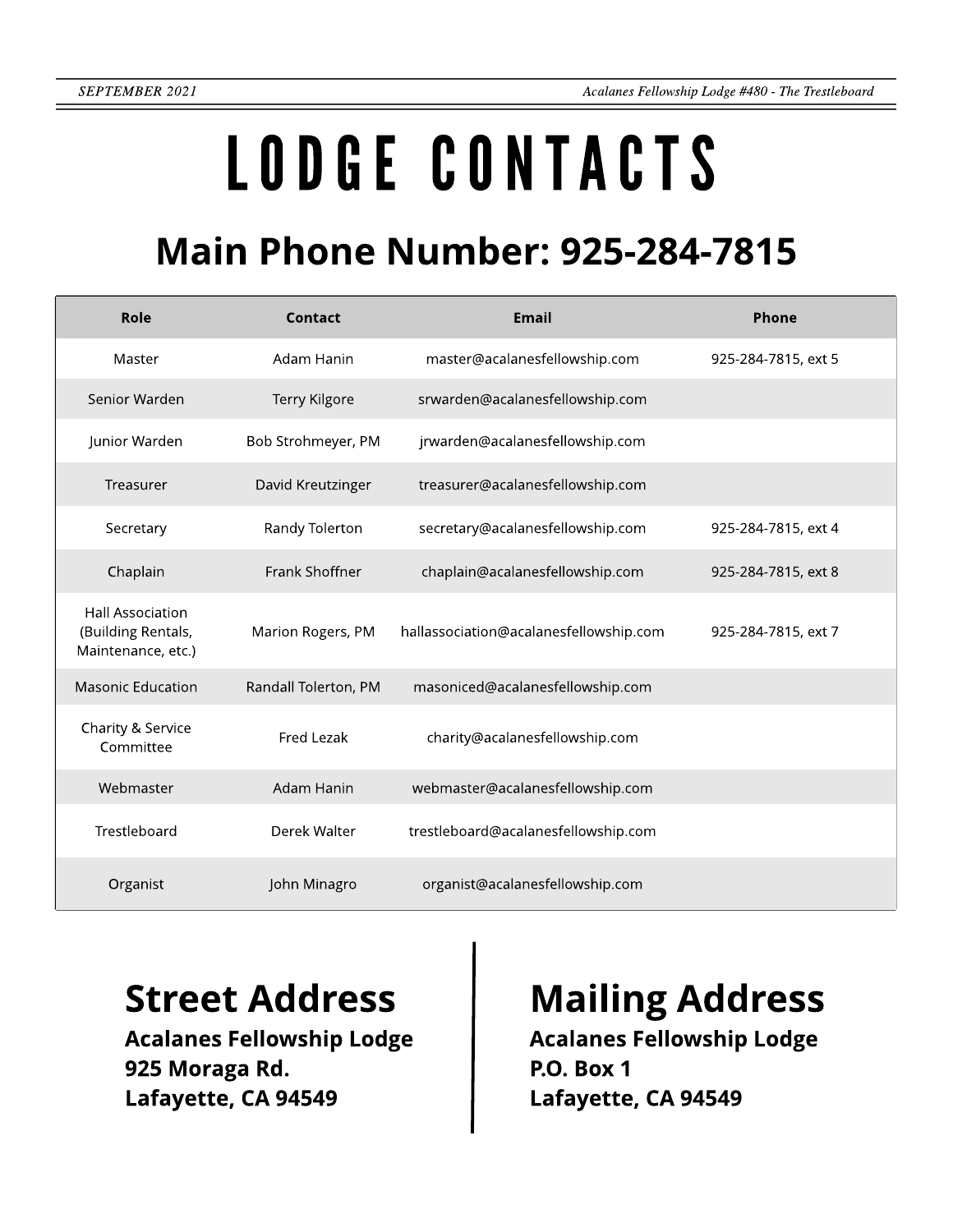# LODGE CONTACTS

## Main Phone Number: 925-284-7815

| Role | Contact | Email | Phone |
|---|---|---|---|
| Master | Adam Hanin | master@acalanesfellowship.com | 925-284-7815, ext 5 |
| Senior Warden | Terry Kilgore | srwarden@acalanesfellowship.com | |
| Junior Warden | Bob Strohmeyer, PM | jrwarden@acalanesfellowship.com | |
| Treasurer | David Kreutzinger | treasurer@acalanesfellowship.com | |
| Secretary | Randy Tolerton | secretary@acalanesfellowship.com | 925-284-7815, ext 4 |
| Chaplain | Frank Shoffner | chaplain@acalanesfellowship.com | 925-284-7815, ext 8 |
| Hall Association (Building Rentals, Maintenance, etc.) | Marion Rogers, PM | hallassociation@acalanesfellowship.com | 925-284-7815, ext 7 |
| Masonic Education | Randall Tolerton, PM | masoniced@acalanesfellowship.com | |
| Charity & Service Committee | Fred Lezak | charity@acalanesfellowship.com | |
| Webmaster | Adam Hanin | webmaster@acalanesfellowship.com | |
| Trestleboard | Derek Walter | trestleboard@acalanesfellowship.com | |
| Organist | John Minagro | organist@acalanesfellowship.com | |

## Street Address

**Acalanes Fellowship Lodge**
**925 Moraga Rd.**
**Lafayette, CA 94549**

## Mailing Address

**Acalanes Fellowship Lodge**
**P.O. Box 1**
**Lafayette, CA 94549**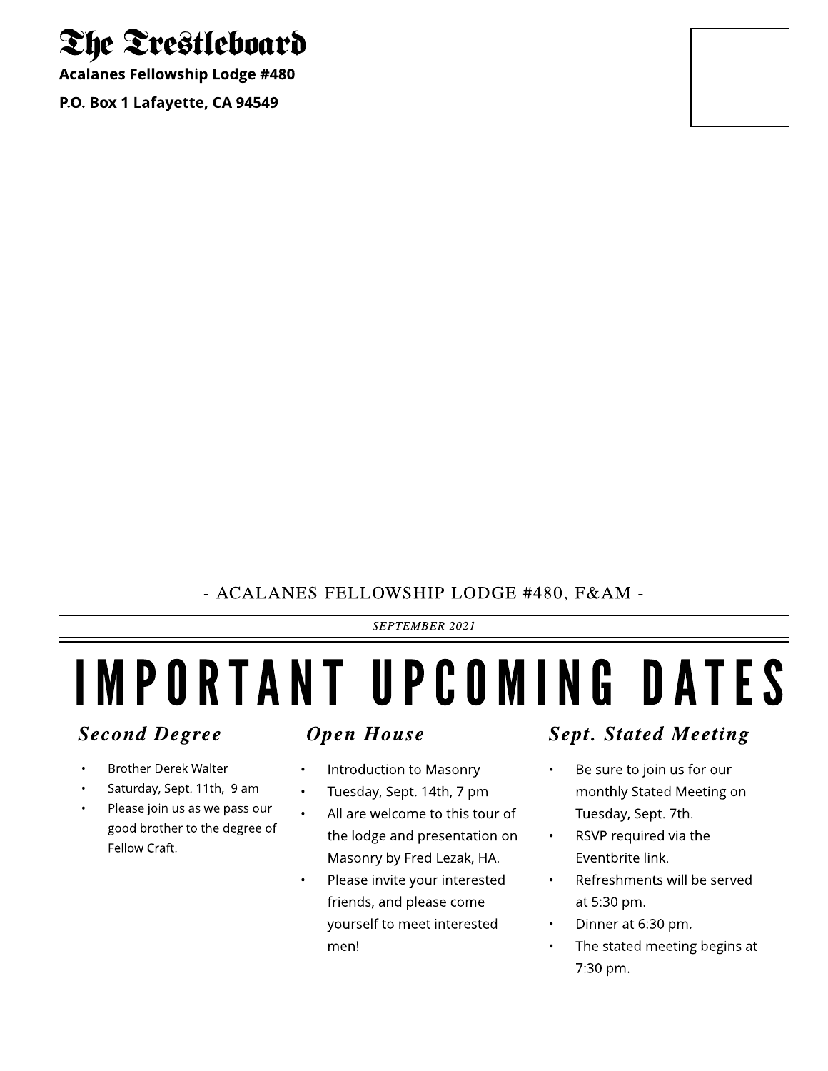# The Trestleboard

**Acalanes Fellowship Lodge #480**

**P.O. Box 1 Lafayette, CA 94549**

- ACALANES FELLOWSHIP LODGE #480, F&AM -

*SEPTEMBER 2021*

# IMPORTANT UPCOMING DATES

### *Second Degree*

- Brother Derek Walter
- Saturday, Sept. 11th, 9 am
- Please join us as we pass our good brother to the degree of Fellow Craft.

### *Open House*

- Introduction to Masonry
- Tuesday, Sept. 14th, 7 pm
- All are welcome to this tour of the lodge and presentation on Masonry by Fred Lezak, HA.
- Please invite your interested friends, and please come yourself to meet interested men!

### *Sept. Stated Meeting*

- Be sure to join us for our monthly Stated Meeting on Tuesday, Sept. 7th.
- RSVP required via the Eventbrite link.
- Refreshments will be served at 5:30 pm.
- Dinner at 6:30 pm.
- The stated meeting begins at 7:30 pm.